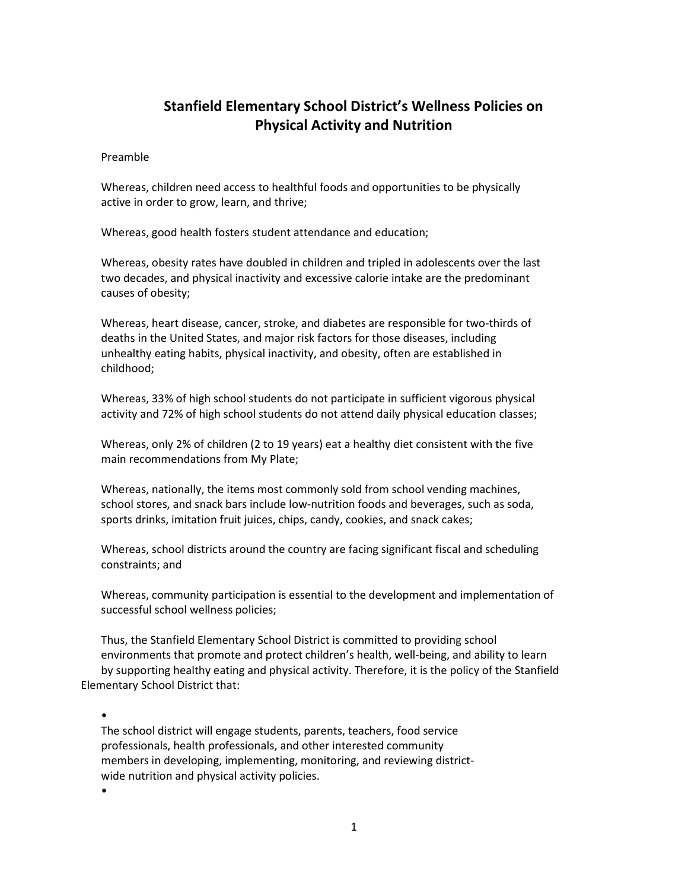# Stanfield Elementary School District's Wellness Policies on Physical Activity and Nutrition

Preamble

Whereas, children need access to healthful foods and opportunities to be physically active in order to grow, learn, and thrive;

Whereas, good health fosters student attendance and education;

Whereas, obesity rates have doubled in children and tripled in adolescents over the last two decades, and physical inactivity and excessive calorie intake are the predominant causes of obesity;

Whereas, heart disease, cancer, stroke, and diabetes are responsible for two-thirds of deaths in the United States, and major risk factors for those diseases, including unhealthy eating habits, physical inactivity, and obesity, often are established in childhood;

Whereas, 33% of high school students do not participate in sufficient vigorous physical activity and 72% of high school students do not attend daily physical education classes;

Whereas, only 2% of children (2 to 19 years) eat a healthy diet consistent with the five main recommendations from My Plate;

Whereas, nationally, the items most commonly sold from school vending machines, school stores, and snack bars include low-nutrition foods and beverages, such as soda, sports drinks, imitation fruit juices, chips, candy, cookies, and snack cakes;

Whereas, school districts around the country are facing significant fiscal and scheduling constraints; and

Whereas, community participation is essential to the development and implementation of successful school wellness policies;

Thus, the Stanfield Elementary School District is committed to providing school environments that promote and protect children's health, well-being, and ability to learn by supporting healthy eating and physical activity. Therefore, it is the policy of the Stanfield Elementary School District that:

- The school district will engage students, parents, teachers, food service professionals, health professionals, and other interested community members in developing, implementing, monitoring, and reviewing district-wide nutrition and physical activity policies.
-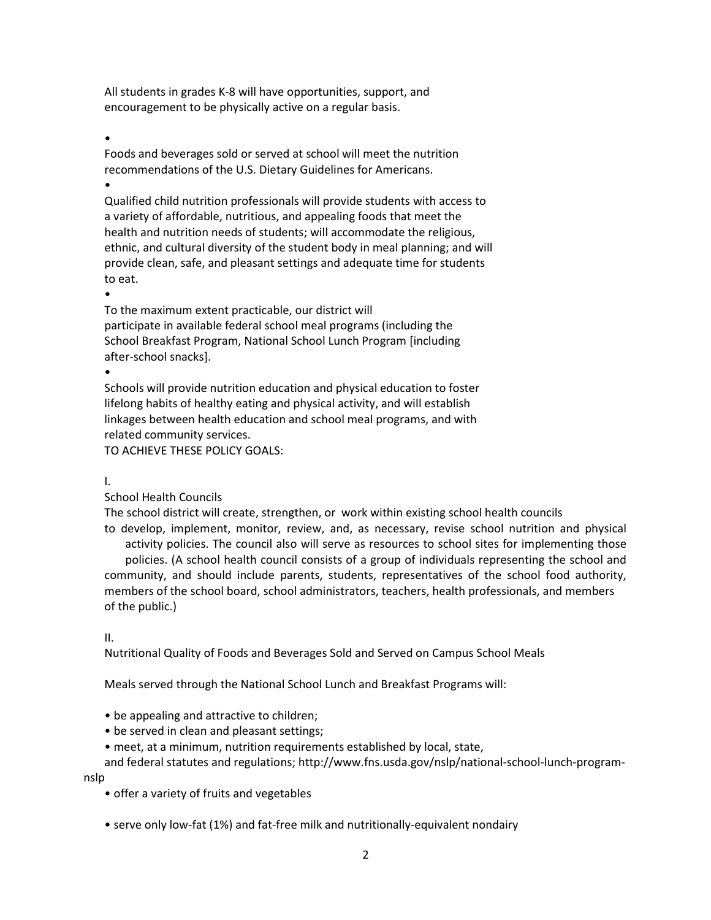All students in grades K-8 will have opportunities, support, and encouragement to be physically active on a regular basis.

- Foods and beverages sold or served at school will meet the nutrition recommendations of the U.S. Dietary Guidelines for Americans.
- Qualified child nutrition professionals will provide students with access to a variety of affordable, nutritious, and appealing foods that meet the health and nutrition needs of students; will accommodate the religious, ethnic, and cultural diversity of the student body in meal planning; and will provide clean, safe, and pleasant settings and adequate time for students to eat.
- To the maximum extent practicable, our district will participate in available federal school meal programs (including the School Breakfast Program, National School Lunch Program [including after-school snacks].
- Schools will provide nutrition education and physical education to foster lifelong habits of healthy eating and physical activity, and will establish linkages between health education and school meal programs, and with related community services.

TO ACHIEVE THESE POLICY GOALS:

## I. School Health Councils

The school district will create, strengthen, or work within existing school health councils to develop, implement, monitor, review, and, as necessary, revise school nutrition and physical activity policies. The council also will serve as resources to school sites for implementing those policies. (A school health council consists of a group of individuals representing the school and community, and should include parents, students, representatives of the school food authority, members of the school board, school administrators, teachers, health professionals, and members of the public.)

## II. Nutritional Quality of Foods and Beverages Sold and Served on Campus School Meals

Meals served through the National School Lunch and Breakfast Programs will:

- be appealing and attractive to children;
- be served in clean and pleasant settings;
- meet, at a minimum, nutrition requirements established by local, state, and federal statutes and regulations; http://www.fns.usda.gov/nslp/national-school-lunch-program-nslp
- offer a variety of fruits and vegetables
- serve only low-fat (1%) and fat-free milk and nutritionally-equivalent nondairy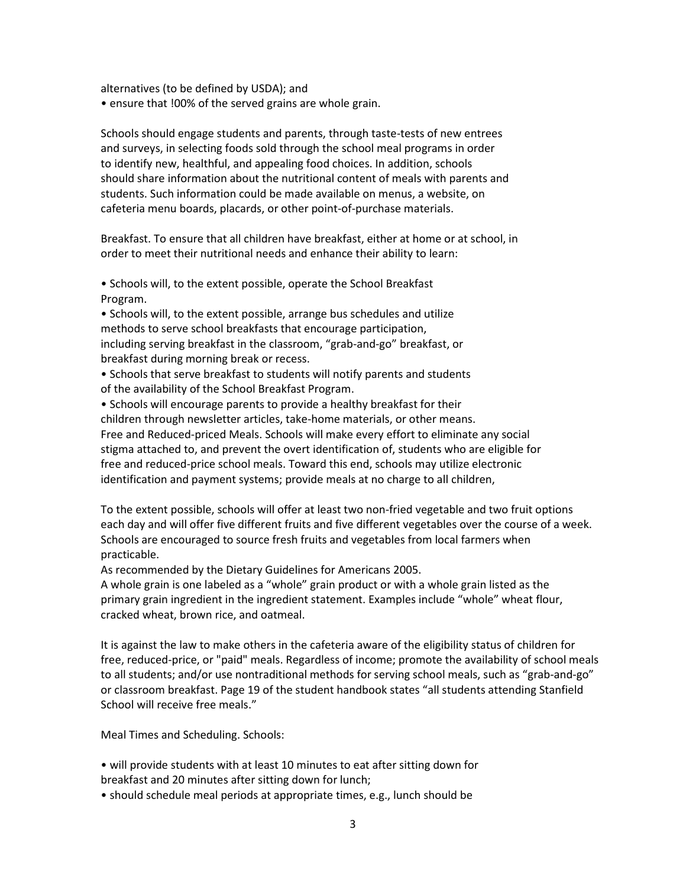alternatives (to be defined by USDA); and
• ensure that !00% of the served grains are whole grain.

Schools should engage students and parents, through taste-tests of new entrees and surveys, in selecting foods sold through the school meal programs in order to identify new, healthful, and appealing food choices. In addition, schools should share information about the nutritional content of meals with parents and students. Such information could be made available on menus, a website, on cafeteria menu boards, placards, or other point-of-purchase materials.

Breakfast. To ensure that all children have breakfast, either at home or at school, in order to meet their nutritional needs and enhance their ability to learn:

• Schools will, to the extent possible, operate the School Breakfast Program.
• Schools will, to the extent possible, arrange bus schedules and utilize methods to serve school breakfasts that encourage participation, including serving breakfast in the classroom, "grab-and-go" breakfast, or breakfast during morning break or recess.
• Schools that serve breakfast to students will notify parents and students of the availability of the School Breakfast Program.
• Schools will encourage parents to provide a healthy breakfast for their children through newsletter articles, take-home materials, or other means.

Free and Reduced-priced Meals. Schools will make every effort to eliminate any social stigma attached to, and prevent the overt identification of, students who are eligible for free and reduced-price school meals. Toward this end, schools may utilize electronic identification and payment systems; provide meals at no charge to all children,

To the extent possible, schools will offer at least two non-fried vegetable and two fruit options each day and will offer five different fruits and five different vegetables over the course of a week. Schools are encouraged to source fresh fruits and vegetables from local farmers when practicable.
As recommended by the Dietary Guidelines for Americans 2005.
A whole grain is one labeled as a "whole" grain product or with a whole grain listed as the primary grain ingredient in the ingredient statement. Examples include "whole" wheat flour, cracked wheat, brown rice, and oatmeal.

It is against the law to make others in the cafeteria aware of the eligibility status of children for free, reduced-price, or "paid" meals. Regardless of income; promote the availability of school meals to all students; and/or use nontraditional methods for serving school meals, such as "grab-and-go" or classroom breakfast. Page 19 of the student handbook states "all students attending Stanfield School will receive free meals."

Meal Times and Scheduling. Schools:

• will provide students with at least 10 minutes to eat after sitting down for breakfast and 20 minutes after sitting down for lunch;
• should schedule meal periods at appropriate times, e.g., lunch should be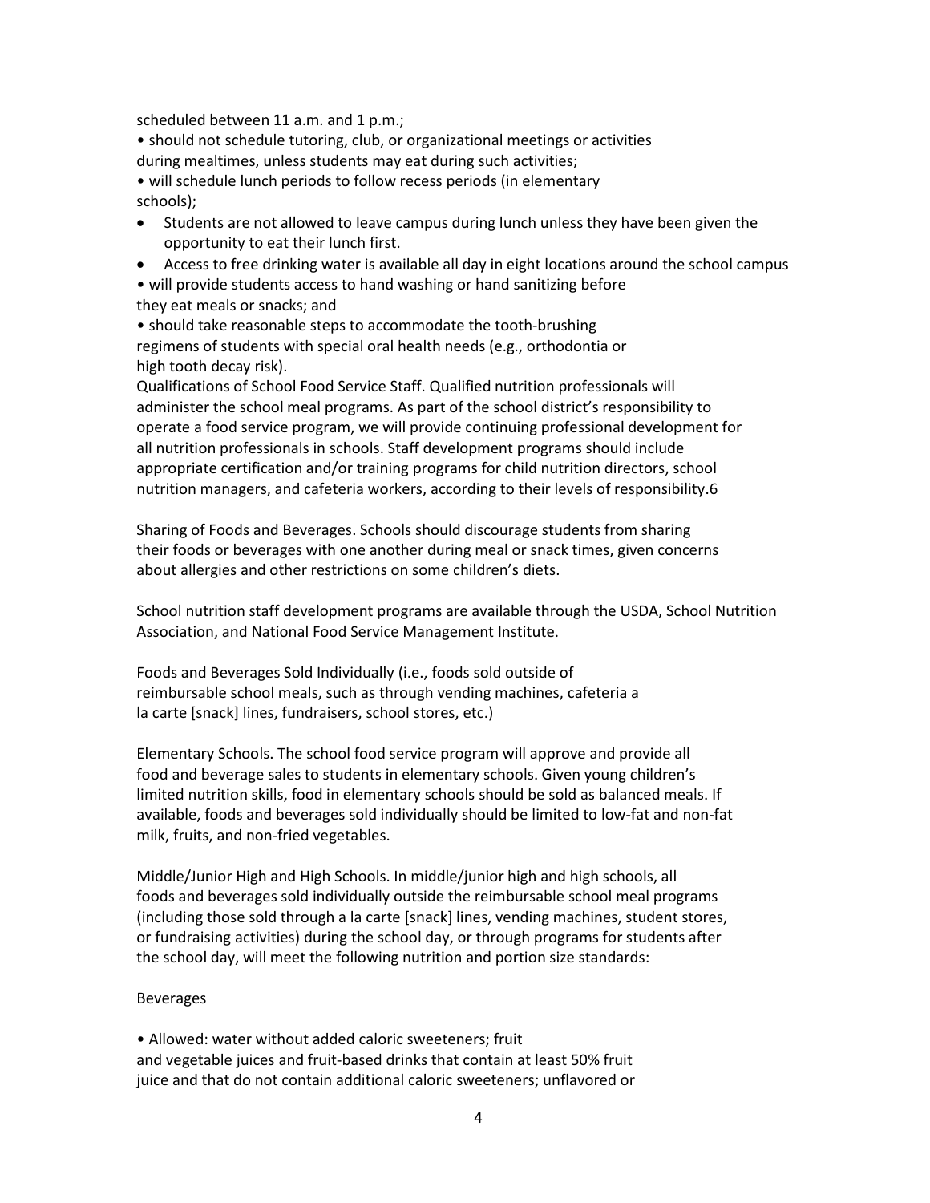scheduled between 11 a.m. and 1 p.m.;

- should not schedule tutoring, club, or organizational meetings or activities during mealtimes, unless students may eat during such activities;
- will schedule lunch periods to follow recess periods (in elementary schools);
- Students are not allowed to leave campus during lunch unless they have been given the opportunity to eat their lunch first.
- Access to free drinking water is available all day in eight locations around the school campus
- will provide students access to hand washing or hand sanitizing before they eat meals or snacks; and
- should take reasonable steps to accommodate the tooth-brushing regimens of students with special oral health needs (e.g., orthodontia or high tooth decay risk).

Qualifications of School Food Service Staff. Qualified nutrition professionals will administer the school meal programs. As part of the school district's responsibility to operate a food service program, we will provide continuing professional development for all nutrition professionals in schools. Staff development programs should include appropriate certification and/or training programs for child nutrition directors, school nutrition managers, and cafeteria workers, according to their levels of responsibility.6

Sharing of Foods and Beverages. Schools should discourage students from sharing their foods or beverages with one another during meal or snack times, given concerns about allergies and other restrictions on some children's diets.

School nutrition staff development programs are available through the USDA, School Nutrition Association, and National Food Service Management Institute.

Foods and Beverages Sold Individually (i.e., foods sold outside of reimbursable school meals, such as through vending machines, cafeteria a la carte [snack] lines, fundraisers, school stores, etc.)

Elementary Schools. The school food service program will approve and provide all food and beverage sales to students in elementary schools. Given young children's limited nutrition skills, food in elementary schools should be sold as balanced meals. If available, foods and beverages sold individually should be limited to low-fat and non-fat milk, fruits, and non-fried vegetables.

Middle/Junior High and High Schools. In middle/junior high and high schools, all foods and beverages sold individually outside the reimbursable school meal programs (including those sold through a la carte [snack] lines, vending machines, student stores, or fundraising activities) during the school day, or through programs for students after the school day, will meet the following nutrition and portion size standards:

Beverages

- Allowed: water without added caloric sweeteners; fruit and vegetable juices and fruit-based drinks that contain at least 50% fruit juice and that do not contain additional caloric sweeteners; unflavored or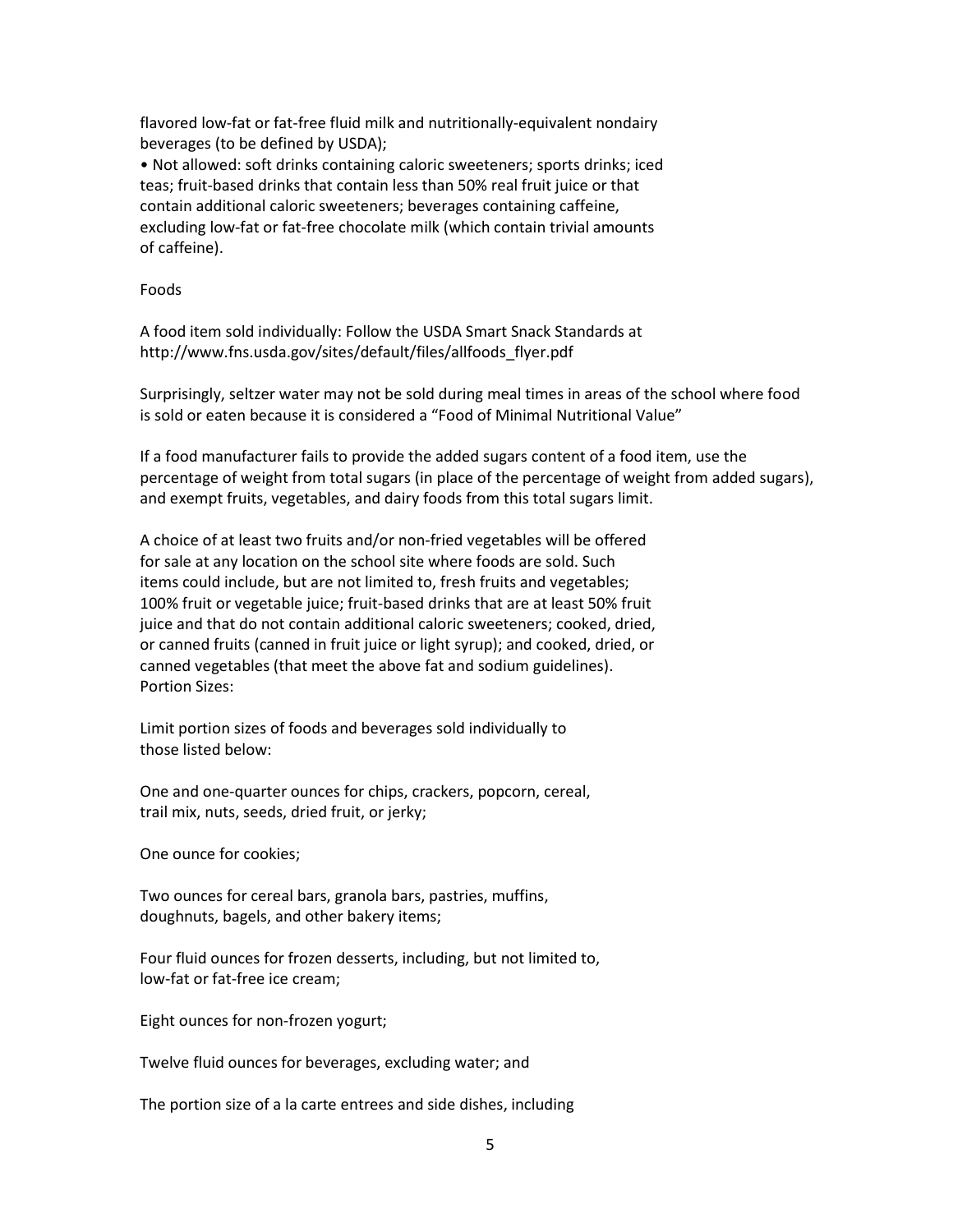flavored low-fat or fat-free fluid milk and nutritionally-equivalent nondairy beverages (to be defined by USDA);

- Not allowed: soft drinks containing caloric sweeteners; sports drinks; iced teas; fruit-based drinks that contain less than 50% real fruit juice or that contain additional caloric sweeteners; beverages containing caffeine, excluding low-fat or fat-free chocolate milk (which contain trivial amounts of caffeine).

Foods

A food item sold individually: Follow the USDA Smart Snack Standards at http://www.fns.usda.gov/sites/default/files/allfoods_flyer.pdf

Surprisingly, seltzer water may not be sold during meal times in areas of the school where food is sold or eaten because it is considered a "Food of Minimal Nutritional Value"

If a food manufacturer fails to provide the added sugars content of a food item, use the percentage of weight from total sugars (in place of the percentage of weight from added sugars), and exempt fruits, vegetables, and dairy foods from this total sugars limit.

A choice of at least two fruits and/or non-fried vegetables will be offered for sale at any location on the school site where foods are sold. Such items could include, but are not limited to, fresh fruits and vegetables; 100% fruit or vegetable juice; fruit-based drinks that are at least 50% fruit juice and that do not contain additional caloric sweeteners; cooked, dried, or canned fruits (canned in fruit juice or light syrup); and cooked, dried, or canned vegetables (that meet the above fat and sodium guidelines).
Portion Sizes:

Limit portion sizes of foods and beverages sold individually to those listed below:

One and one-quarter ounces for chips, crackers, popcorn, cereal, trail mix, nuts, seeds, dried fruit, or jerky;

One ounce for cookies;

Two ounces for cereal bars, granola bars, pastries, muffins, doughnuts, bagels, and other bakery items;

Four fluid ounces for frozen desserts, including, but not limited to, low-fat or fat-free ice cream;

Eight ounces for non-frozen yogurt;

Twelve fluid ounces for beverages, excluding water; and

The portion size of a la carte entrees and side dishes, including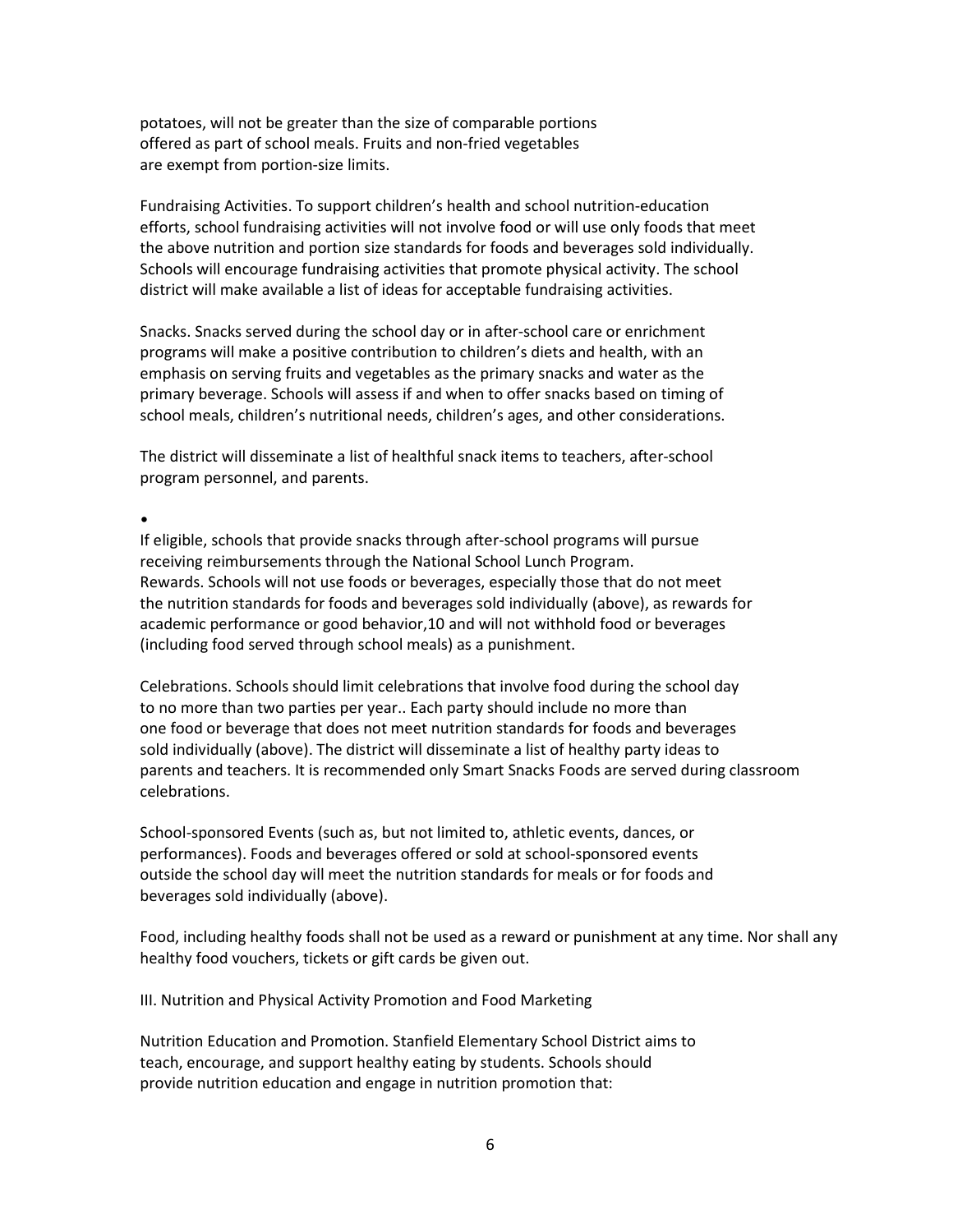potatoes, will not be greater than the size of comparable portions offered as part of school meals. Fruits and non-fried vegetables are exempt from portion-size limits.

Fundraising Activities. To support children's health and school nutrition-education efforts, school fundraising activities will not involve food or will use only foods that meet the above nutrition and portion size standards for foods and beverages sold individually. Schools will encourage fundraising activities that promote physical activity. The school district will make available a list of ideas for acceptable fundraising activities.

Snacks. Snacks served during the school day or in after-school care or enrichment programs will make a positive contribution to children's diets and health, with an emphasis on serving fruits and vegetables as the primary snacks and water as the primary beverage. Schools will assess if and when to offer snacks based on timing of school meals, children's nutritional needs, children's ages, and other considerations.

The district will disseminate a list of healthful snack items to teachers, after-school program personnel, and parents.

•

If eligible, schools that provide snacks through after-school programs will pursue receiving reimbursements through the National School Lunch Program.
Rewards. Schools will not use foods or beverages, especially those that do not meet the nutrition standards for foods and beverages sold individually (above), as rewards for academic performance or good behavior,10 and will not withhold food or beverages (including food served through school meals) as a punishment.

Celebrations. Schools should limit celebrations that involve food during the school day to no more than two parties per year.. Each party should include no more than one food or beverage that does not meet nutrition standards for foods and beverages sold individually (above). The district will disseminate a list of healthy party ideas to parents and teachers. It is recommended only Smart Snacks Foods are served during classroom celebrations.

School-sponsored Events (such as, but not limited to, athletic events, dances, or performances). Foods and beverages offered or sold at school-sponsored events outside the school day will meet the nutrition standards for meals or for foods and beverages sold individually (above).

Food, including healthy foods shall not be used as a reward or punishment at any time. Nor shall any healthy food vouchers, tickets or gift cards be given out.

III. Nutrition and Physical Activity Promotion and Food Marketing

Nutrition Education and Promotion. Stanfield Elementary School District aims to teach, encourage, and support healthy eating by students. Schools should provide nutrition education and engage in nutrition promotion that: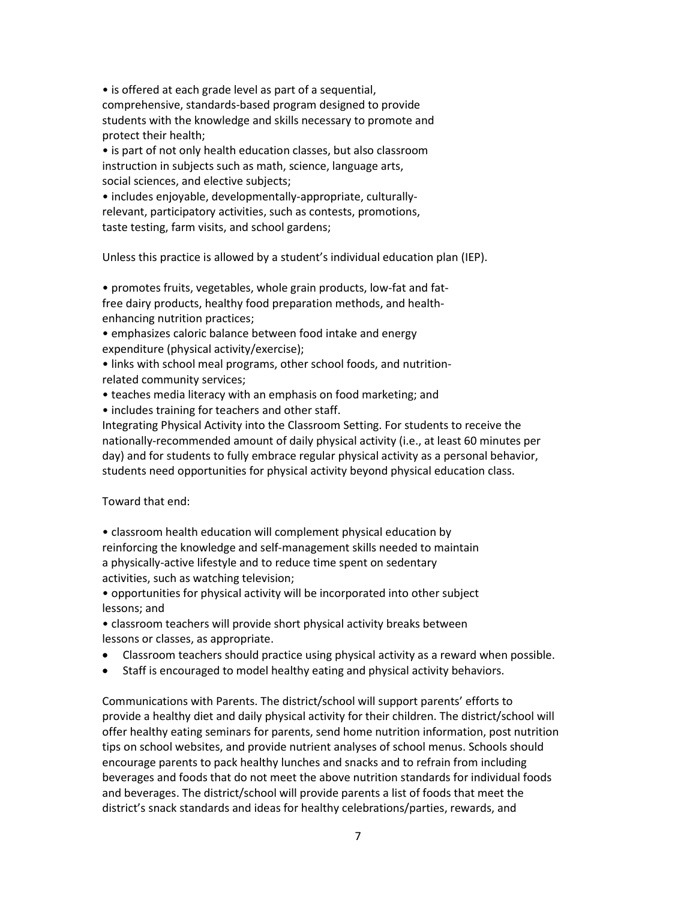- is offered at each grade level as part of a sequential, comprehensive, standards-based program designed to provide students with the knowledge and skills necessary to promote and protect their health;
- is part of not only health education classes, but also classroom instruction in subjects such as math, science, language arts, social sciences, and elective subjects;
- includes enjoyable, developmentally-appropriate, culturally-relevant, participatory activities, such as contests, promotions, taste testing, farm visits, and school gardens;

Unless this practice is allowed by a student's individual education plan (IEP).

- promotes fruits, vegetables, whole grain products, low-fat and fat-free dairy products, healthy food preparation methods, and health-enhancing nutrition practices;
- emphasizes caloric balance between food intake and energy expenditure (physical activity/exercise);
- links with school meal programs, other school foods, and nutrition-related community services;
- teaches media literacy with an emphasis on food marketing; and
- includes training for teachers and other staff.

Integrating Physical Activity into the Classroom Setting. For students to receive the nationally-recommended amount of daily physical activity (i.e., at least 60 minutes per day) and for students to fully embrace regular physical activity as a personal behavior, students need opportunities for physical activity beyond physical education class.

Toward that end:

- classroom health education will complement physical education by reinforcing the knowledge and self-management skills needed to maintain a physically-active lifestyle and to reduce time spent on sedentary activities, such as watching television;
- opportunities for physical activity will be incorporated into other subject lessons; and
- classroom teachers will provide short physical activity breaks between lessons or classes, as appropriate.
- Classroom teachers should practice using physical activity as a reward when possible.
- Staff is encouraged to model healthy eating and physical activity behaviors.

Communications with Parents. The district/school will support parents' efforts to provide a healthy diet and daily physical activity for their children. The district/school will offer healthy eating seminars for parents, send home nutrition information, post nutrition tips on school websites, and provide nutrient analyses of school menus. Schools should encourage parents to pack healthy lunches and snacks and to refrain from including beverages and foods that do not meet the above nutrition standards for individual foods and beverages. The district/school will provide parents a list of foods that meet the district's snack standards and ideas for healthy celebrations/parties, rewards, and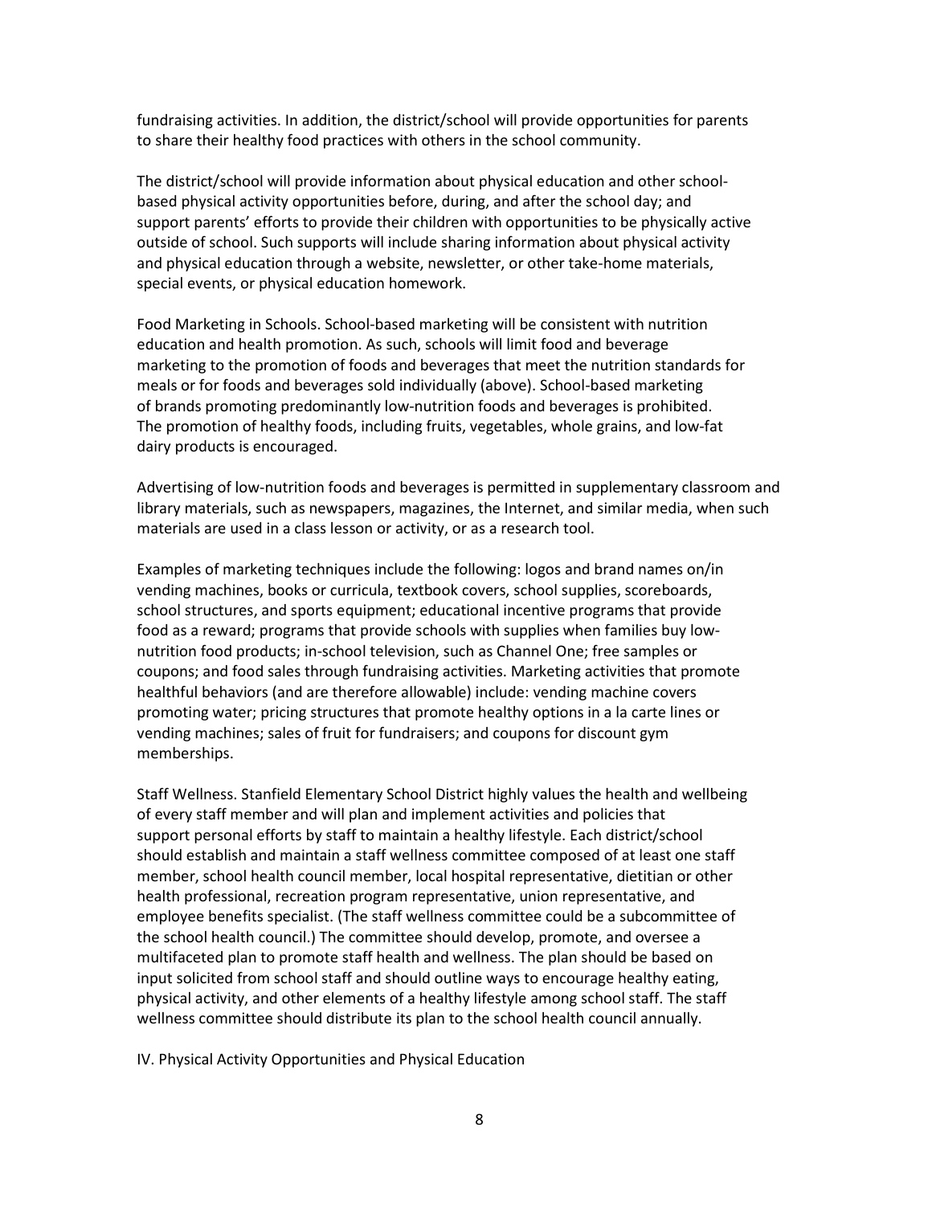fundraising activities. In addition, the district/school will provide opportunities for parents to share their healthy food practices with others in the school community.

The district/school will provide information about physical education and other school-based physical activity opportunities before, during, and after the school day; and support parents' efforts to provide their children with opportunities to be physically active outside of school. Such supports will include sharing information about physical activity and physical education through a website, newsletter, or other take-home materials, special events, or physical education homework.

Food Marketing in Schools. School-based marketing will be consistent with nutrition education and health promotion. As such, schools will limit food and beverage marketing to the promotion of foods and beverages that meet the nutrition standards for meals or for foods and beverages sold individually (above). School-based marketing of brands promoting predominantly low-nutrition foods and beverages is prohibited. The promotion of healthy foods, including fruits, vegetables, whole grains, and low-fat dairy products is encouraged.

Advertising of low-nutrition foods and beverages is permitted in supplementary classroom and library materials, such as newspapers, magazines, the Internet, and similar media, when such materials are used in a class lesson or activity, or as a research tool.

Examples of marketing techniques include the following: logos and brand names on/in vending machines, books or curricula, textbook covers, school supplies, scoreboards, school structures, and sports equipment; educational incentive programs that provide food as a reward; programs that provide schools with supplies when families buy low-nutrition food products; in-school television, such as Channel One; free samples or coupons; and food sales through fundraising activities. Marketing activities that promote healthful behaviors (and are therefore allowable) include: vending machine covers promoting water; pricing structures that promote healthy options in a la carte lines or vending machines; sales of fruit for fundraisers; and coupons for discount gym memberships.

Staff Wellness. Stanfield Elementary School District highly values the health and wellbeing of every staff member and will plan and implement activities and policies that support personal efforts by staff to maintain a healthy lifestyle. Each district/school should establish and maintain a staff wellness committee composed of at least one staff member, school health council member, local hospital representative, dietitian or other health professional, recreation program representative, union representative, and employee benefits specialist. (The staff wellness committee could be a subcommittee of the school health council.) The committee should develop, promote, and oversee a multifaceted plan to promote staff health and wellness. The plan should be based on input solicited from school staff and should outline ways to encourage healthy eating, physical activity, and other elements of a healthy lifestyle among school staff. The staff wellness committee should distribute its plan to the school health council annually.

IV. Physical Activity Opportunities and Physical Education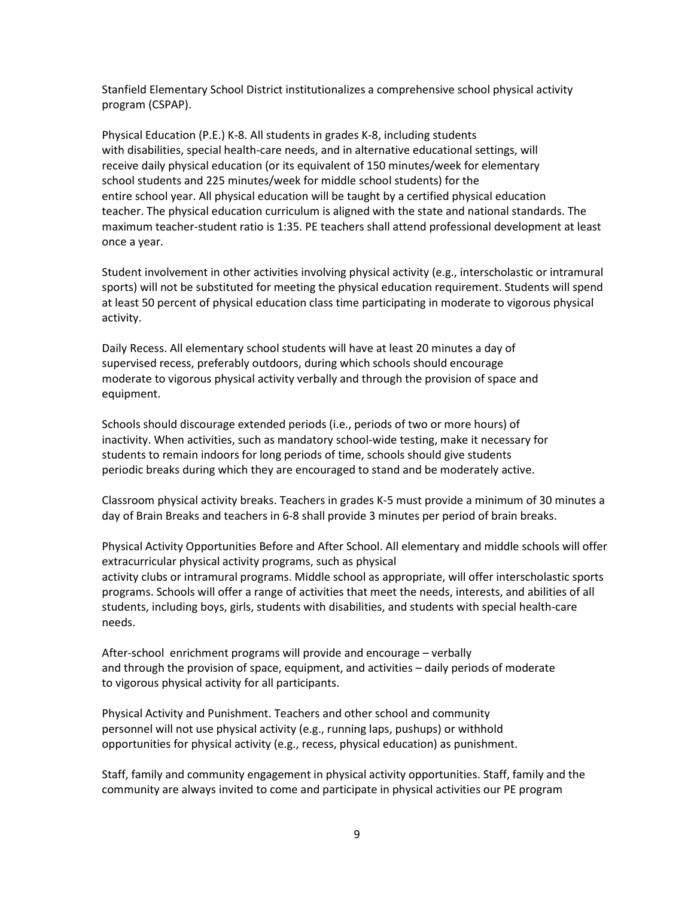Stanfield Elementary School District institutionalizes a comprehensive school physical activity program (CSPAP).

Physical Education (P.E.) K-8. All students in grades K-8, including students with disabilities, special health-care needs, and in alternative educational settings, will receive daily physical education (or its equivalent of 150 minutes/week for elementary school students and 225 minutes/week for middle school students) for the entire school year. All physical education will be taught by a certified physical education teacher. The physical education curriculum is aligned with the state and national standards. The maximum teacher-student ratio is 1:35. PE teachers shall attend professional development at least once a year.

Student involvement in other activities involving physical activity (e.g., interscholastic or intramural sports) will not be substituted for meeting the physical education requirement. Students will spend at least 50 percent of physical education class time participating in moderate to vigorous physical activity.

Daily Recess. All elementary school students will have at least 20 minutes a day of supervised recess, preferably outdoors, during which schools should encourage moderate to vigorous physical activity verbally and through the provision of space and equipment.

Schools should discourage extended periods (i.e., periods of two or more hours) of inactivity. When activities, such as mandatory school-wide testing, make it necessary for students to remain indoors for long periods of time, schools should give students periodic breaks during which they are encouraged to stand and be moderately active.

Classroom physical activity breaks. Teachers in grades K-5 must provide a minimum of 30 minutes a day of Brain Breaks and teachers in 6-8 shall provide 3 minutes per period of brain breaks.

Physical Activity Opportunities Before and After School. All elementary and middle schools will offer extracurricular physical activity programs, such as physical activity clubs or intramural programs. Middle school as appropriate, will offer interscholastic sports programs. Schools will offer a range of activities that meet the needs, interests, and abilities of all students, including boys, girls, students with disabilities, and students with special health-care needs.

After-school enrichment programs will provide and encourage – verbally and through the provision of space, equipment, and activities – daily periods of moderate to vigorous physical activity for all participants.

Physical Activity and Punishment. Teachers and other school and community personnel will not use physical activity (e.g., running laps, pushups) or withhold opportunities for physical activity (e.g., recess, physical education) as punishment.

Staff, family and community engagement in physical activity opportunities. Staff, family and the community are always invited to come and participate in physical activities our PE program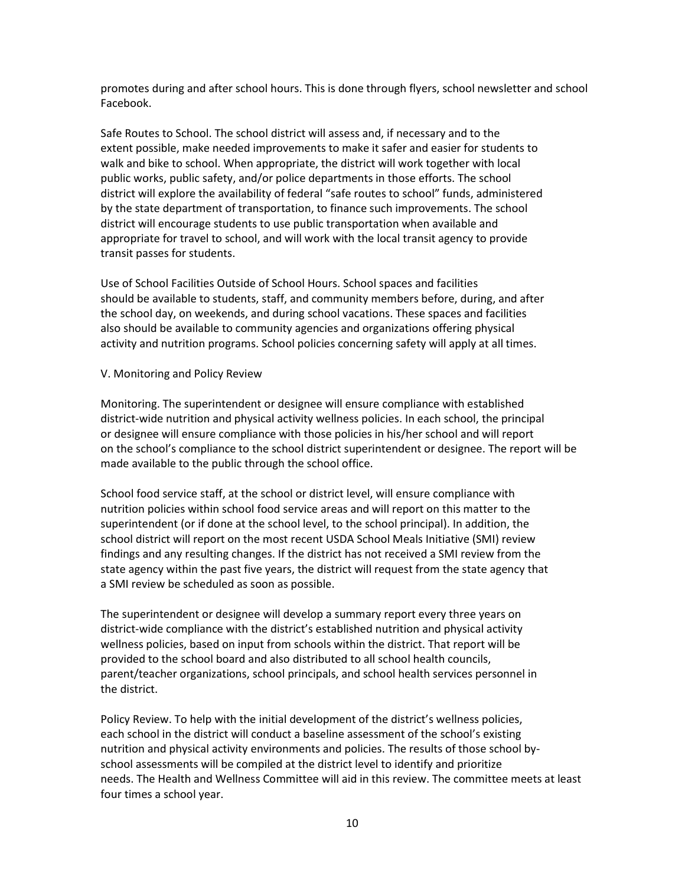promotes during and after school hours. This is done through flyers, school newsletter and school Facebook.

Safe Routes to School. The school district will assess and, if necessary and to the extent possible, make needed improvements to make it safer and easier for students to walk and bike to school. When appropriate, the district will work together with local public works, public safety, and/or police departments in those efforts. The school district will explore the availability of federal "safe routes to school" funds, administered by the state department of transportation, to finance such improvements. The school district will encourage students to use public transportation when available and appropriate for travel to school, and will work with the local transit agency to provide transit passes for students.

Use of School Facilities Outside of School Hours. School spaces and facilities should be available to students, staff, and community members before, during, and after the school day, on weekends, and during school vacations. These spaces and facilities also should be available to community agencies and organizations offering physical activity and nutrition programs. School policies concerning safety will apply at all times.

V. Monitoring and Policy Review

Monitoring. The superintendent or designee will ensure compliance with established district-wide nutrition and physical activity wellness policies. In each school, the principal or designee will ensure compliance with those policies in his/her school and will report on the school's compliance to the school district superintendent or designee. The report will be made available to the public through the school office.

School food service staff, at the school or district level, will ensure compliance with nutrition policies within school food service areas and will report on this matter to the superintendent (or if done at the school level, to the school principal). In addition, the school district will report on the most recent USDA School Meals Initiative (SMI) review findings and any resulting changes. If the district has not received a SMI review from the state agency within the past five years, the district will request from the state agency that a SMI review be scheduled as soon as possible.

The superintendent or designee will develop a summary report every three years on district-wide compliance with the district's established nutrition and physical activity wellness policies, based on input from schools within the district. That report will be provided to the school board and also distributed to all school health councils, parent/teacher organizations, school principals, and school health services personnel in the district.

Policy Review. To help with the initial development of the district's wellness policies, each school in the district will conduct a baseline assessment of the school's existing nutrition and physical activity environments and policies. The results of those school by-school assessments will be compiled at the district level to identify and prioritize needs. The Health and Wellness Committee will aid in this review. The committee meets at least four times a school year.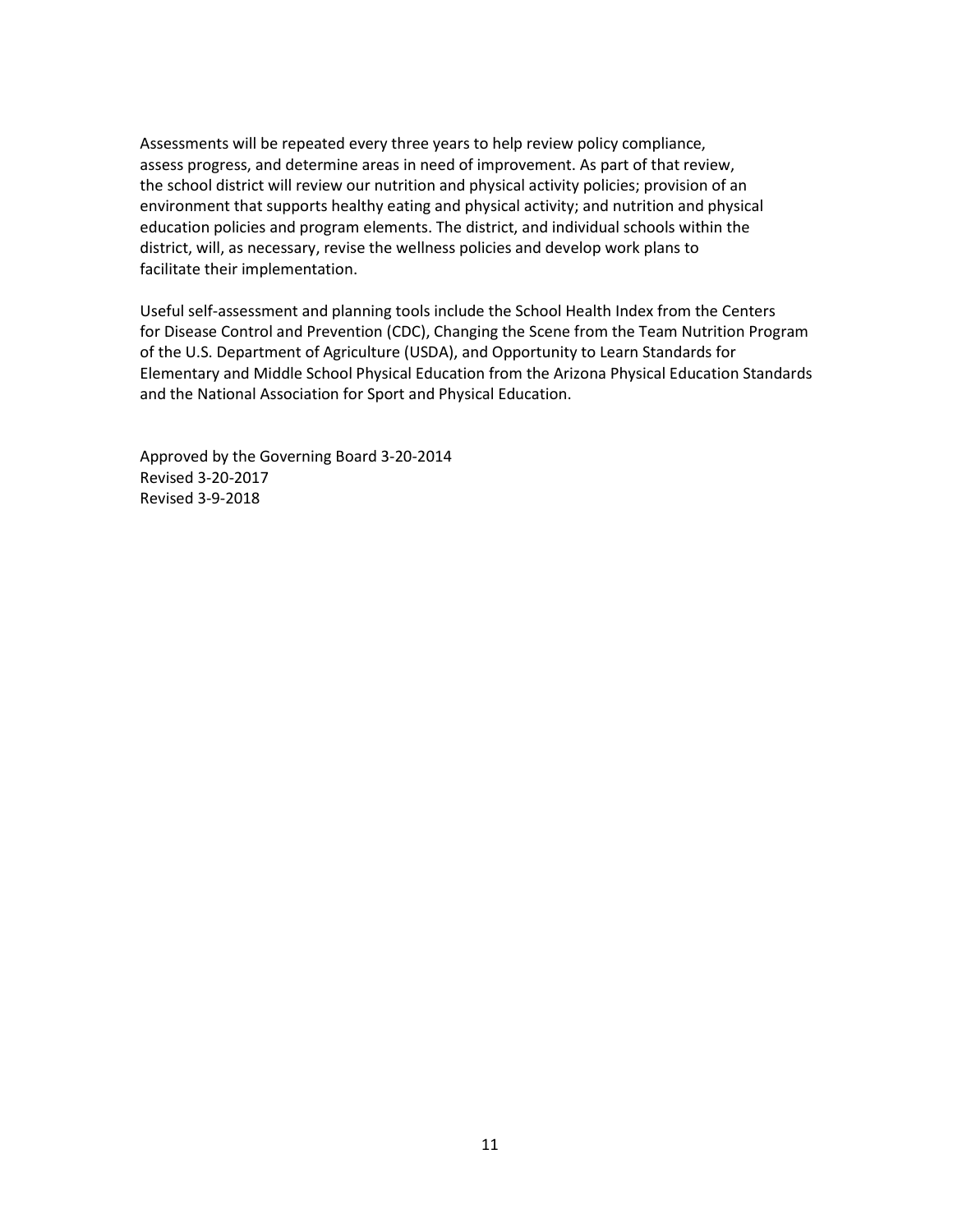Assessments will be repeated every three years to help review policy compliance, assess progress, and determine areas in need of improvement. As part of that review, the school district will review our nutrition and physical activity policies; provision of an environment that supports healthy eating and physical activity; and nutrition and physical education policies and program elements. The district, and individual schools within the district, will, as necessary, revise the wellness policies and develop work plans to facilitate their implementation.

Useful self-assessment and planning tools include the School Health Index from the Centers for Disease Control and Prevention (CDC), Changing the Scene from the Team Nutrition Program of the U.S. Department of Agriculture (USDA), and Opportunity to Learn Standards for Elementary and Middle School Physical Education from the Arizona Physical Education Standards and the National Association for Sport and Physical Education.

Approved by the Governing Board 3-20-2014
Revised 3-20-2017
Revised 3-9-2018